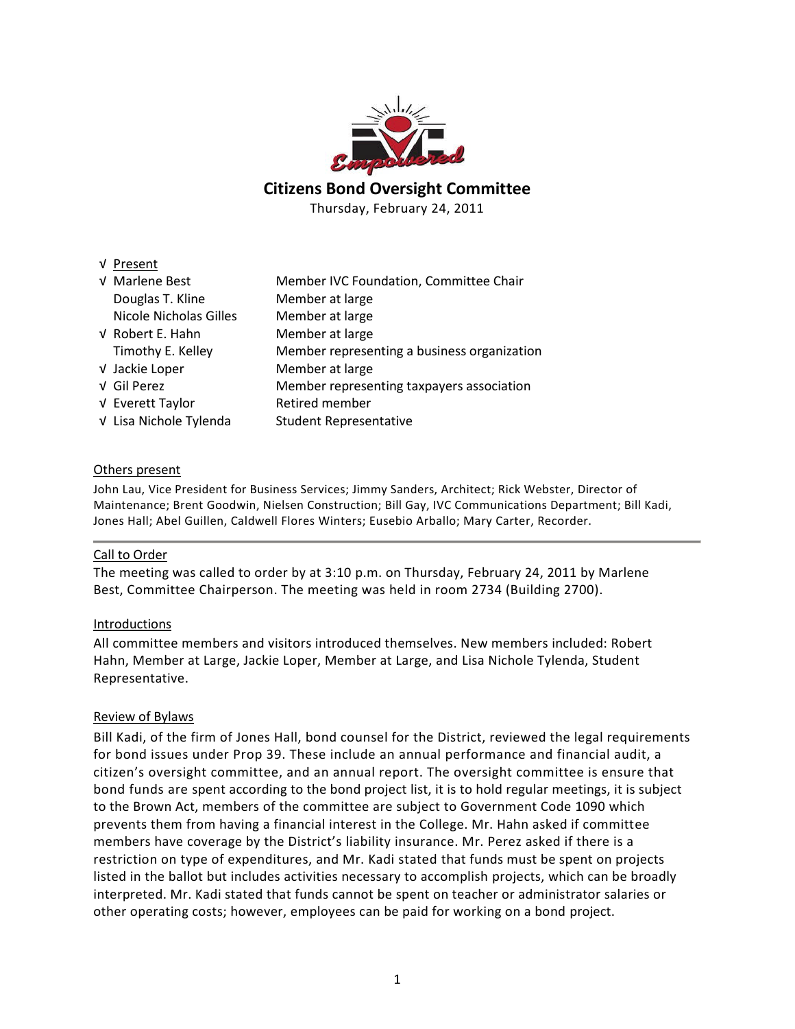# Citizens Bond Oversight Committee

Thursday, February 24, 2011

| √ Present | |
|---|---|
| √ Marlene Best | Member IVC Foundation, Committee Chair |
| Douglas T. Kline | Member at large |
| Nicole Nicholas Gilles | Member at large |
| √ Robert E. Hahn | Member at large |
| Timothy E. Kelley | Member representing a business organization |
| √ Jackie Loper | Member at large |
| √ Gil Perez | Member representing taxpayers association |
| √ Everett Taylor | Retired member |
| √ Lisa Nichole Tylenda | Student Representative |

## Others present

John Lau, Vice President for Business Services; Jimmy Sanders, Architect; Rick Webster, Director of Maintenance; Brent Goodwin, Nielsen Construction; Bill Gay, IVC Communications Department; Bill Kadi, Jones Hall; Abel Guillen, Caldwell Flores Winters; Eusebio Arballo; Mary Carter, Recorder.

---

## Call to Order

The meeting was called to order by at 3:10 p.m. on Thursday, February 24, 2011 by Marlene Best, Committee Chairperson. The meeting was held in room 2734 (Building 2700).

## Introductions

All committee members and visitors introduced themselves. New members included: Robert Hahn, Member at Large, Jackie Loper, Member at Large, and Lisa Nichole Tylenda, Student Representative.

## Review of Bylaws

Bill Kadi, of the firm of Jones Hall, bond counsel for the District, reviewed the legal requirements for bond issues under Prop 39. These include an annual performance and financial audit, a citizen's oversight committee, and an annual report. The oversight committee is ensure that bond funds are spent according to the bond project list, it is to hold regular meetings, it is subject to the Brown Act, members of the committee are subject to Government Code 1090 which prevents them from having a financial interest in the College. Mr. Hahn asked if committee members have coverage by the District's liability insurance. Mr. Perez asked if there is a restriction on type of expenditures, and Mr. Kadi stated that funds must be spent on projects listed in the ballot but includes activities necessary to accomplish projects, which can be broadly interpreted. Mr. Kadi stated that funds cannot be spent on teacher or administrator salaries or other operating costs; however, employees can be paid for working on a bond project.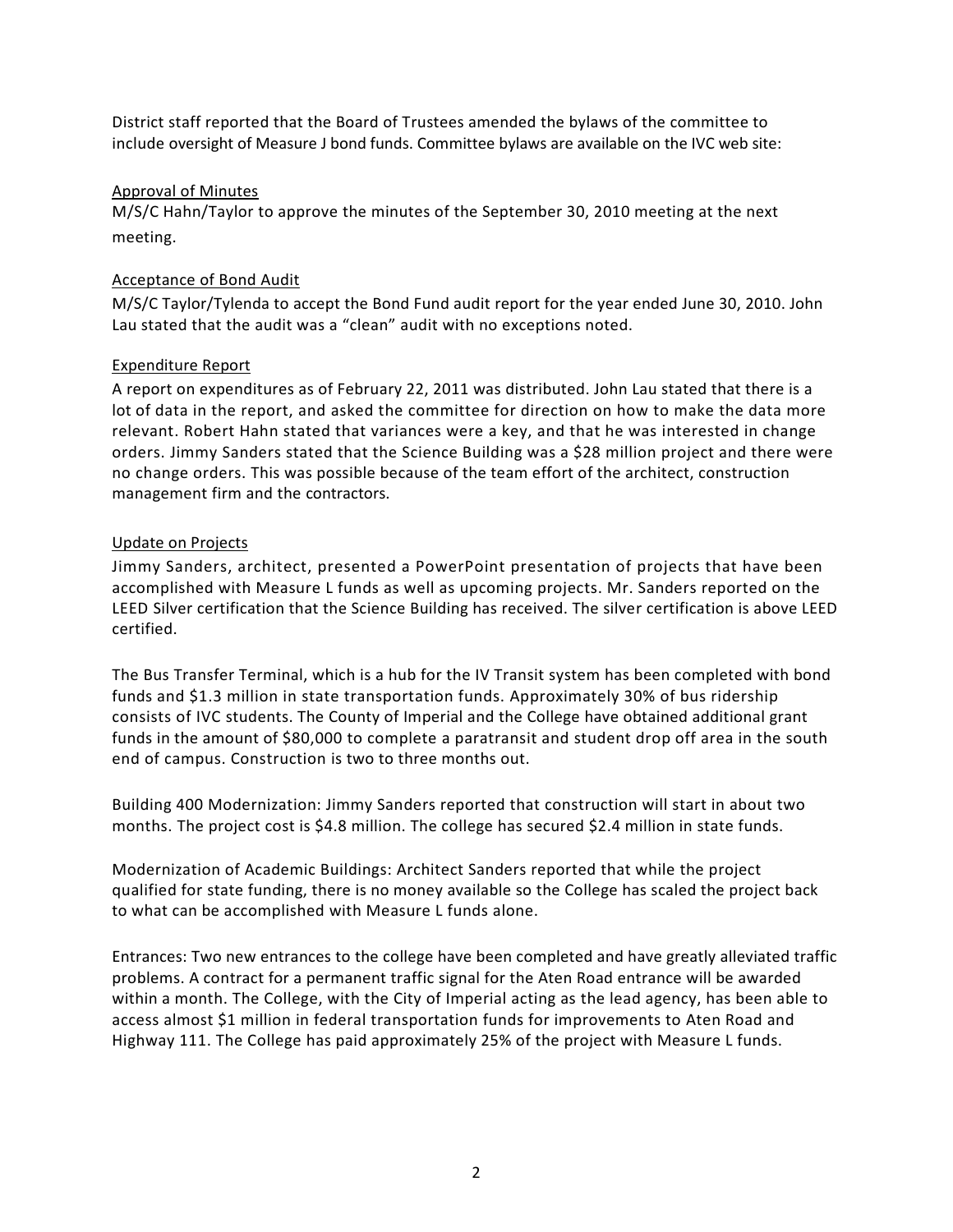District staff reported that the Board of Trustees amended the bylaws of the committee to include oversight of Measure J bond funds. Committee bylaws are available on the IVC web site:

<u>Approval of Minutes</u>

M/S/C Hahn/Taylor to approve the minutes of the September 30, 2010 meeting at the next meeting.

<u>Acceptance of Bond Audit</u>

M/S/C Taylor/Tylenda to accept the Bond Fund audit report for the year ended June 30, 2010. John Lau stated that the audit was a "clean" audit with no exceptions noted.

<u>Expenditure Report</u>

A report on expenditures as of February 22, 2011 was distributed. John Lau stated that there is a lot of data in the report, and asked the committee for direction on how to make the data more relevant. Robert Hahn stated that variances were a key, and that he was interested in change orders. Jimmy Sanders stated that the Science Building was a $28 million project and there were no change orders. This was possible because of the team effort of the architect, construction management firm and the contractors.

<u>Update on Projects</u>

Jimmy Sanders, architect, presented a PowerPoint presentation of projects that have been accomplished with Measure L funds as well as upcoming projects. Mr. Sanders reported on the LEED Silver certification that the Science Building has received. The silver certification is above LEED certified.

The Bus Transfer Terminal, which is a hub for the IV Transit system has been completed with bond funds and $1.3 million in state transportation funds. Approximately 30% of bus ridership consists of IVC students. The County of Imperial and the College have obtained additional grant funds in the amount of $80,000 to complete a paratransit and student drop off area in the south end of campus. Construction is two to three months out.

Building 400 Modernization: Jimmy Sanders reported that construction will start in about two months. The project cost is $4.8 million. The college has secured $2.4 million in state funds.

Modernization of Academic Buildings: Architect Sanders reported that while the project qualified for state funding, there is no money available so the College has scaled the project back to what can be accomplished with Measure L funds alone.

Entrances: Two new entrances to the college have been completed and have greatly alleviated traffic problems. A contract for a permanent traffic signal for the Aten Road entrance will be awarded within a month. The College, with the City of Imperial acting as the lead agency, has been able to access almost $1 million in federal transportation funds for improvements to Aten Road and Highway 111. The College has paid approximately 25% of the project with Measure L funds.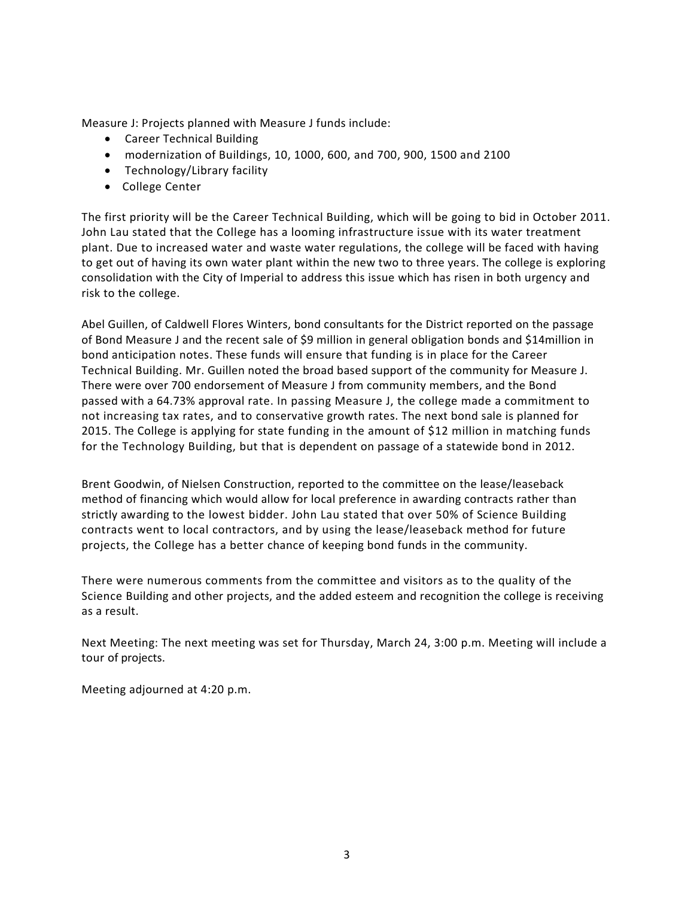Measure J: Projects planned with Measure J funds include:

- Career Technical Building
- modernization of Buildings, 10, 1000, 600, and 700, 900, 1500 and 2100
- Technology/Library facility
- College Center

The first priority will be the Career Technical Building, which will be going to bid in October 2011. John Lau stated that the College has a looming infrastructure issue with its water treatment plant. Due to increased water and waste water regulations, the college will be faced with having to get out of having its own water plant within the new two to three years. The college is exploring consolidation with the City of Imperial to address this issue which has risen in both urgency and risk to the college.

Abel Guillen, of Caldwell Flores Winters, bond consultants for the District reported on the passage of Bond Measure J and the recent sale of $9 million in general obligation bonds and $14million in bond anticipation notes. These funds will ensure that funding is in place for the Career Technical Building. Mr. Guillen noted the broad based support of the community for Measure J. There were over 700 endorsement of Measure J from community members, and the Bond passed with a 64.73% approval rate. In passing Measure J, the college made a commitment to not increasing tax rates, and to conservative growth rates. The next bond sale is planned for 2015. The College is applying for state funding in the amount of $12 million in matching funds for the Technology Building, but that is dependent on passage of a statewide bond in 2012.

Brent Goodwin, of Nielsen Construction, reported to the committee on the lease/leaseback method of financing which would allow for local preference in awarding contracts rather than strictly awarding to the lowest bidder. John Lau stated that over 50% of Science Building contracts went to local contractors, and by using the lease/leaseback method for future projects, the College has a better chance of keeping bond funds in the community.

There were numerous comments from the committee and visitors as to the quality of the Science Building and other projects, and the added esteem and recognition the college is receiving as a result.

Next Meeting: The next meeting was set for Thursday, March 24, 3:00 p.m. Meeting will include a tour of projects.

Meeting adjourned at 4:20 p.m.